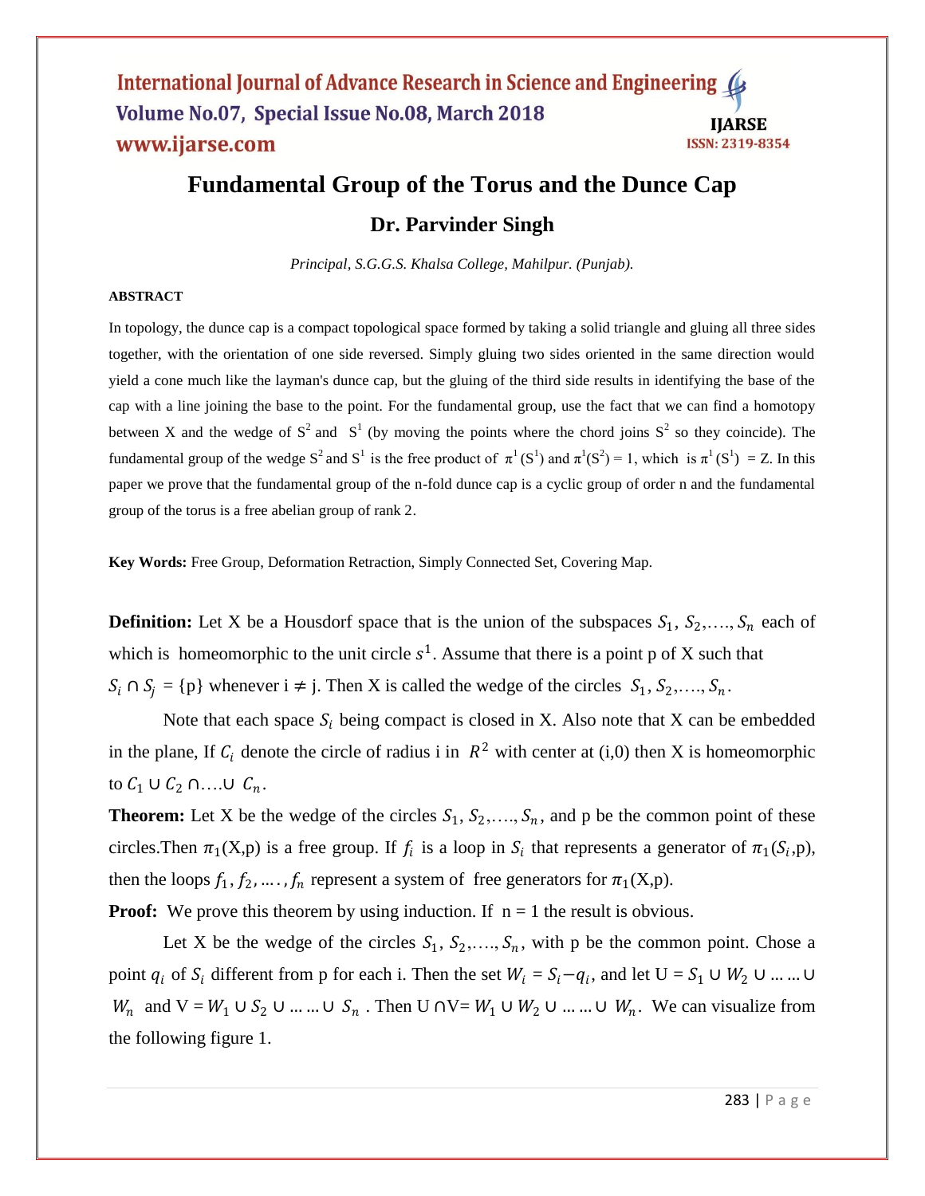# Fundamental Group of the Torus and the Dunce Cap

## Dr. Parvinder Singh

*Principal, S.G.G.S. Khalsa College, Mahilpur. (Punjab).*

### ABSTRACT

In topology, the dunce cap is a compact topological space formed by taking a solid triangle and gluing all three sides together, with the orientation of one side reversed. Simply gluing two sides oriented in the same direction would yield a cone much like the layman's dunce cap, but the gluing of the third side results in identifying the base of the cap with a line joining the base to the point. For the fundamental group, use the fact that we can find a homotopy between X and the wedge of $S^2$ and $S^1$ (by moving the points where the chord joins $S^2$ so they coincide). The fundamental group of the wedge $S^2$ and $S^1$ is the free product of $\pi^1(S^1)$ and $\pi^1(S^2) = 1$, which is $\pi^1(S^1) = Z$. In this paper we prove that the fundamental group of the n-fold dunce cap is a cyclic group of order n and the fundamental group of the torus is a free abelian group of rank 2.

**Key Words:** Free Group, Deformation Retraction, Simply Connected Set, Covering Map.

**Definition:** Let X be a Housdorf space that is the union of the subspaces $S_1, S_2,\ldots, S_n$ each of which is homeomorphic to the unit circle $s^1$. Assume that there is a point p of X such that $S_i \cap S_j = \{p\}$ whenever $i \neq j$. Then X is called the wedge of the circles $S_1, S_2,\ldots, S_n$.

Note that each space $S_i$ being compact is closed in X. Also note that X can be embedded in the plane, If $C_i$ denote the circle of radius i in $R^2$ with center at (i,0) then X is homeomorphic to $C_1 \cup C_2 \cap \ldots \cup C_n$.

**Theorem:** Let X be the wedge of the circles $S_1, S_2,\ldots, S_n$, and p be the common point of these circles.Then $\pi_1(X,p)$ is a free group. If $f_i$ is a loop in $S_i$ that represents a generator of $\pi_1(S_i,p)$, then the loops $f_1, f_2, \ldots, f_n$ represent a system of free generators for $\pi_1(X,p)$.

**Proof:** We prove this theorem by using induction. If n = 1 the result is obvious.

Let X be the wedge of the circles $S_1, S_2,\ldots, S_n$, with p be the common point. Chose a point $q_i$ of $S_i$ different from p for each i. Then the set $W_i = S_i - q_i$, and let $U = S_1 \cup W_2 \cup \ldots \ldots \cup W_n$ and $V = W_1 \cup S_2 \cup \ldots \ldots \cup S_n$. Then $U \cap V = W_1 \cup W_2 \cup \ldots \ldots \cup W_n$. We can visualize from the following figure 1.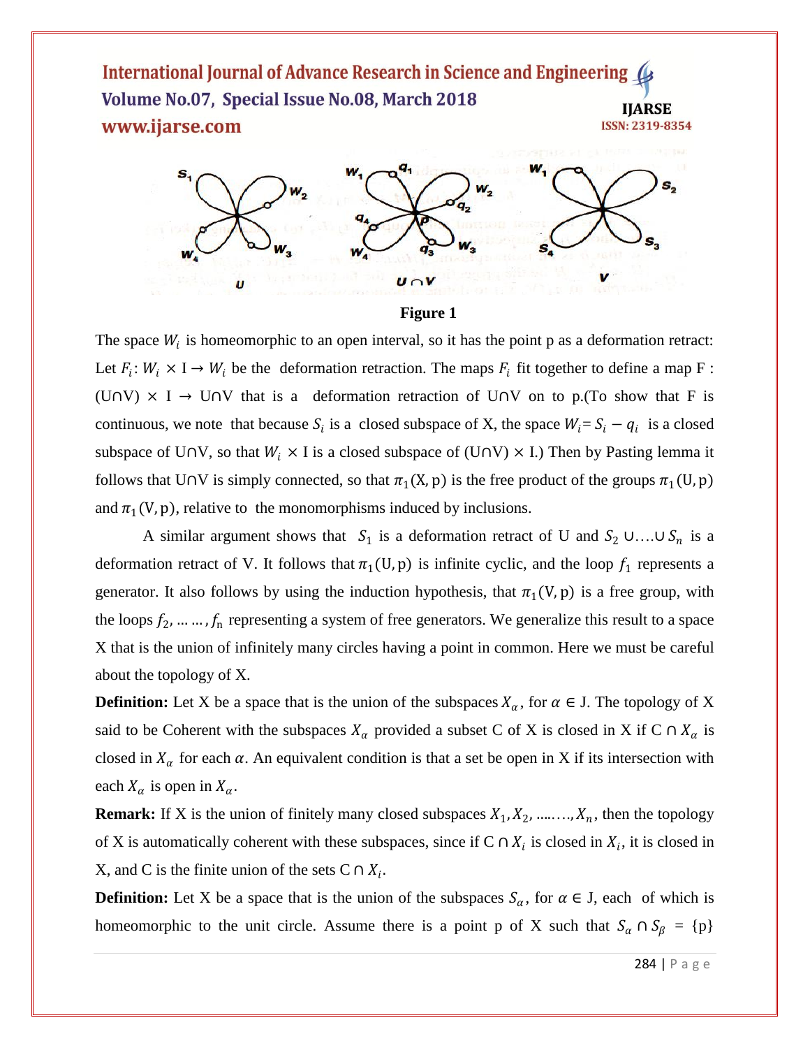Figure 1

The space $W_i$ is homeomorphic to an open interval, so it has the point p as a deformation retract: Let $F_i: W_i \times I \rightarrow W_i$ be the deformation retraction. The maps $F_i$ fit together to define a map F : (U∩V) × I → U∩V that is a deformation retraction of U∩V on to p.(To show that F is continuous, we note that because $S_i$ is a closed subspace of X, the space $W_i = S_i - q_i$ is a closed subspace of U∩V, so that $W_i \times I$ is a closed subspace of (U∩V) × I.) Then by Pasting lemma it follows that U∩V is simply connected, so that $\pi_1(X, p)$ is the free product of the groups $\pi_1(U, p)$ and $\pi_1(V, p)$, relative to the monomorphisms induced by inclusions.

A similar argument shows that $S_1$ is a deformation retract of U and $S_2 \cup \ldots \cup S_n$ is a deformation retract of V. It follows that $\pi_1(U, p)$ is infinite cyclic, and the loop $f_1$ represents a generator. It also follows by using the induction hypothesis, that $\pi_1(V, p)$ is a free group, with the loops $f_2, \ldots\ldots, f_n$ representing a system of free generators. We generalize this result to a space X that is the union of infinitely many circles having a point in common. Here we must be careful about the topology of X.

**Definition:** Let X be a space that is the union of the subspaces $X_\alpha$, for $\alpha \in J$. The topology of X said to be Coherent with the subspaces $X_\alpha$ provided a subset C of X is closed in X if $C \cap X_\alpha$ is closed in $X_\alpha$ for each $\alpha$. An equivalent condition is that a set be open in X if its intersection with each $X_\alpha$ is open in $X_\alpha$.

**Remark:** If X is the union of finitely many closed subspaces $X_1, X_2, \ldots\ldots, X_n$, then the topology of X is automatically coherent with these subspaces, since if $C \cap X_i$ is closed in $X_i$, it is closed in X, and C is the finite union of the sets $C \cap X_i$.

**Definition:** Let X be a space that is the union of the subspaces $S_\alpha$, for $\alpha \in J$, each of which is homeomorphic to the unit circle. Assume there is a point p of X such that $S_\alpha \cap S_\beta = \{p\}$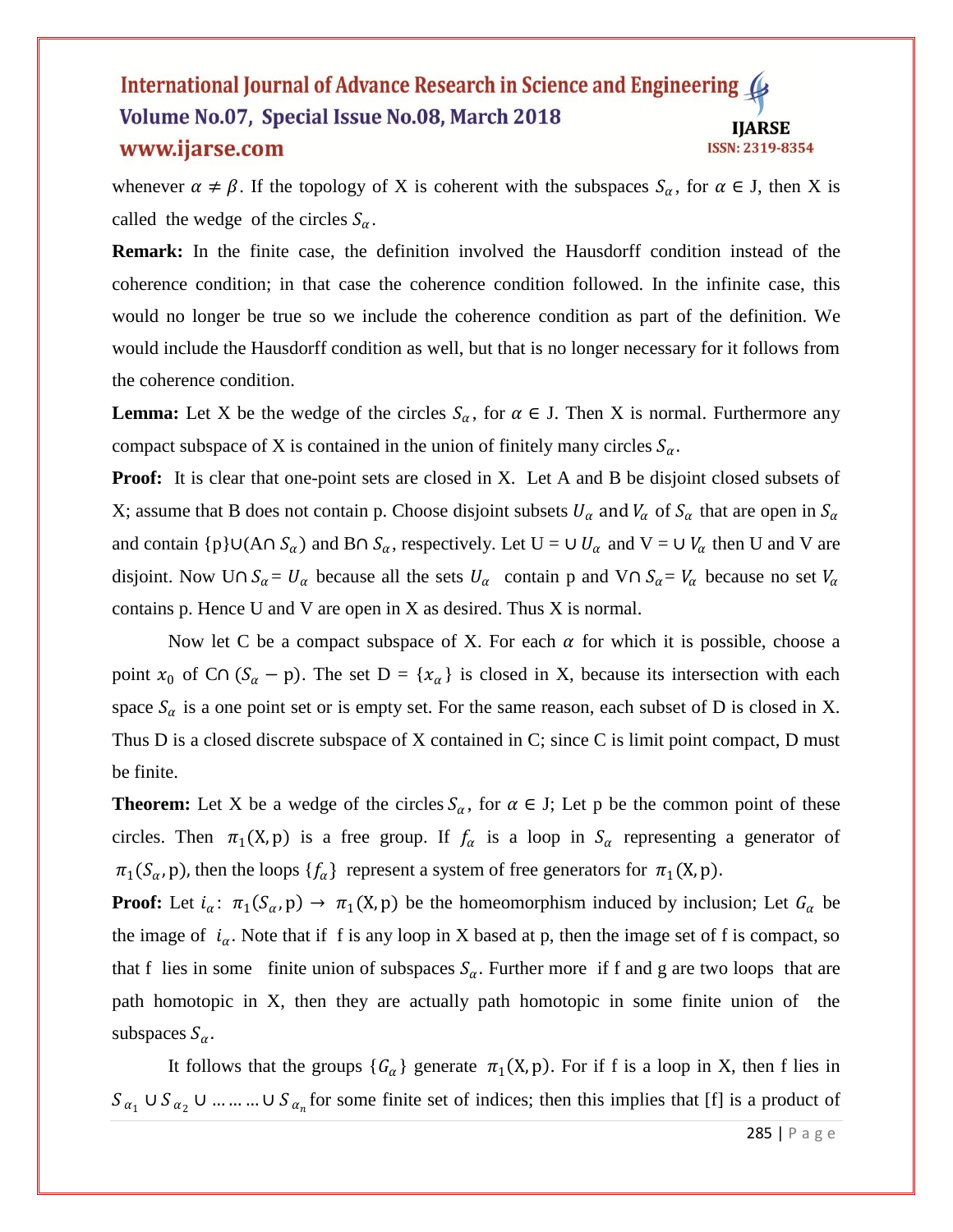whenever $\alpha \neq \beta$. If the topology of X is coherent with the subspaces $S_\alpha$, for $\alpha \in$ J, then X is called the wedge of the circles $S_\alpha$.

**Remark:** In the finite case, the definition involved the Hausdorff condition instead of the coherence condition; in that case the coherence condition followed. In the infinite case, this would no longer be true so we include the coherence condition as part of the definition. We would include the Hausdorff condition as well, but that is no longer necessary for it follows from the coherence condition.

**Lemma:** Let X be the wedge of the circles $S_\alpha$, for $\alpha \in$ J. Then X is normal. Furthermore any compact subspace of X is contained in the union of finitely many circles $S_\alpha$.

**Proof:** It is clear that one-point sets are closed in X. Let A and B be disjoint closed subsets of X; assume that B does not contain p. Choose disjoint subsets $U_\alpha$ and $V_\alpha$ of $S_\alpha$ that are open in $S_\alpha$ and contain $\{p\} \cup (A \cap S_\alpha)$ and $B \cap S_\alpha$, respectively. Let $U = \cup U_\alpha$ and $V = \cup V_\alpha$ then U and V are disjoint. Now $U \cap S_\alpha = U_\alpha$ because all the sets $U_\alpha$ contain p and $V \cap S_\alpha = V_\alpha$ because no set $V_\alpha$ contains p. Hence U and V are open in X as desired. Thus X is normal.

Now let C be a compact subspace of X. For each $\alpha$ for which it is possible, choose a point $x_0$ of $C \cap (S_\alpha - p)$. The set $D = \{x_\alpha\}$ is closed in X, because its intersection with each space $S_\alpha$ is a one point set or is empty set. For the same reason, each subset of D is closed in X. Thus D is a closed discrete subspace of X contained in C; since C is limit point compact, D must be finite.

**Theorem:** Let X be a wedge of the circles $S_\alpha$, for $\alpha \in$ J; Let p be the common point of these circles. Then $\pi_1(X, p)$ is a free group. If $f_\alpha$ is a loop in $S_\alpha$ representing a generator of $\pi_1(S_\alpha, p)$, then the loops $\{f_\alpha\}$ represent a system of free generators for $\pi_1(X, p)$.

**Proof:** Let $i_\alpha$: $\pi_1(S_\alpha, p) \rightarrow \pi_1(X, p)$ be the homeomorphism induced by inclusion; Let $G_\alpha$ be the image of $i_\alpha$. Note that if f is any loop in X based at p, then the image set of f is compact, so that f lies in some finite union of subspaces $S_\alpha$. Further more if f and g are two loops that are path homotopic in X, then they are actually path homotopic in some finite union of the subspaces $S_\alpha$.

It follows that the groups $\{G_\alpha\}$ generate $\pi_1(X, p)$. For if f is a loop in X, then f lies in $S_{\alpha_1} \cup S_{\alpha_2} \cup \ldots\ldots\ldots \cup S_{\alpha_n}$ for some finite set of indices; then this implies that [f] is a product of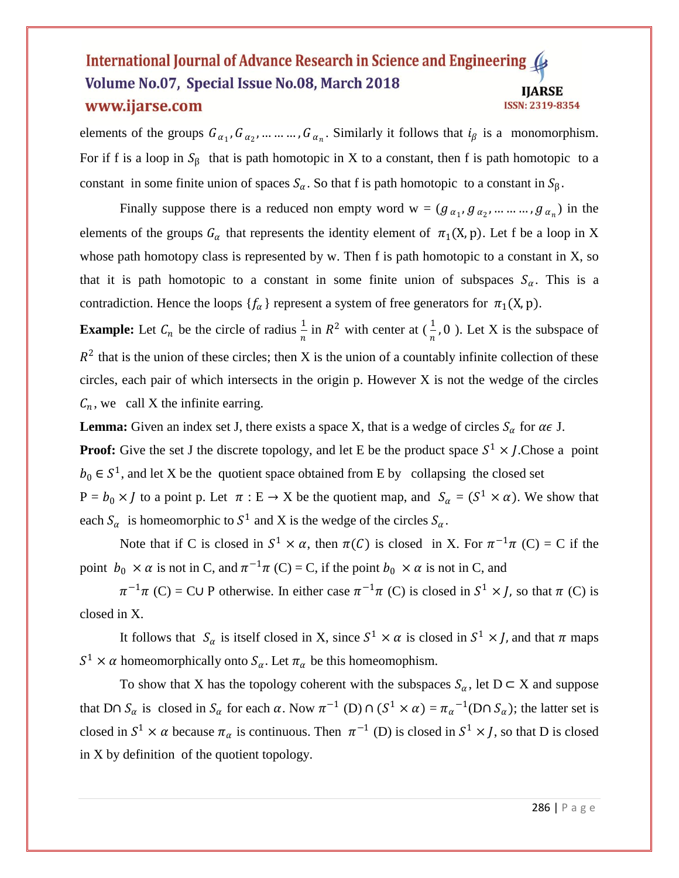elements of the groups $G_{\alpha_1}, G_{\alpha_2}, \dots\dots\dots, G_{\alpha_n}$. Similarly it follows that $i_\beta$ is a monomorphism. For if f is a loop in $S_\beta$ that is path homotopic in X to a constant, then f is path homotopic to a constant in some finite union of spaces $S_\alpha$. So that f is path homotopic to a constant in $S_\beta$.

Finally suppose there is a reduced non empty word w = $(g_{\alpha_1}, g_{\alpha_2}, \dots\dots\dots, g_{\alpha_n})$ in the elements of the groups $G_\alpha$ that represents the identity element of $\pi_1(X, p)$. Let f be a loop in X whose path homotopy class is represented by w. Then f is path homotopic to a constant in X, so that it is path homotopic to a constant in some finite union of subspaces $S_\alpha$. This is a contradiction. Hence the loops $\{f_\alpha\}$ represent a system of free generators for $\pi_1(X, p)$.

**Example:** Let $C_n$ be the circle of radius $\frac{1}{n}$ in $R^2$ with center at $(\frac{1}{n}, 0)$. Let X is the subspace of $R^2$ that is the union of these circles; then X is the union of a countably infinite collection of these circles, each pair of which intersects in the origin p. However X is not the wedge of the circles $C_n$, we call X the infinite earring.

**Lemma:** Given an index set J, there exists a space X, that is a wedge of circles $S_\alpha$ for $\alpha \epsilon$ J.

**Proof:** Give the set J the discrete topology, and let E be the product space $S^1 \times J$.Chose a point $b_0 \in S^1$, and let X be the quotient space obtained from E by collapsing the closed set P = $b_0 \times J$ to a point p. Let $\pi$ : E → X be the quotient map, and $S_\alpha = (S^1 \times \alpha)$. We show that each $S_\alpha$ is homeomorphic to $S^1$ and X is the wedge of the circles $S_\alpha$.

Note that if C is closed in $S^1 \times \alpha$, then $\pi(C)$ is closed in X. For $\pi^{-1}\pi$ (C) = C if the point $b_0 \times \alpha$ is not in C, and $\pi^{-1}\pi$ (C) = C, if the point $b_0 \times \alpha$ is not in C, and

$\pi^{-1}\pi$ (C) = C∪ P otherwise. In either case $\pi^{-1}\pi$ (C) is closed in $S^1 \times J$, so that $\pi$ (C) is closed in X.

It follows that $S_\alpha$ is itself closed in X, since $S^1 \times \alpha$ is closed in $S^1 \times J$, and that $\pi$ maps $S^1 \times \alpha$ homeomorphically onto $S_\alpha$. Let $\pi_\alpha$ be this homeomophism.

To show that X has the topology coherent with the subspaces $S_\alpha$, let D ⊂ X and suppose that D∩ $S_\alpha$ is closed in $S_\alpha$ for each $\alpha$. Now $\pi^{-1}$ (D) ∩ $(S^1 \times \alpha)$ = ${\pi_\alpha}^{-1}$(D∩ $S_\alpha$); the latter set is closed in $S^1 \times \alpha$ because $\pi_\alpha$ is continuous. Then $\pi^{-1}$ (D) is closed in $S^1 \times J$, so that D is closed in X by definition of the quotient topology.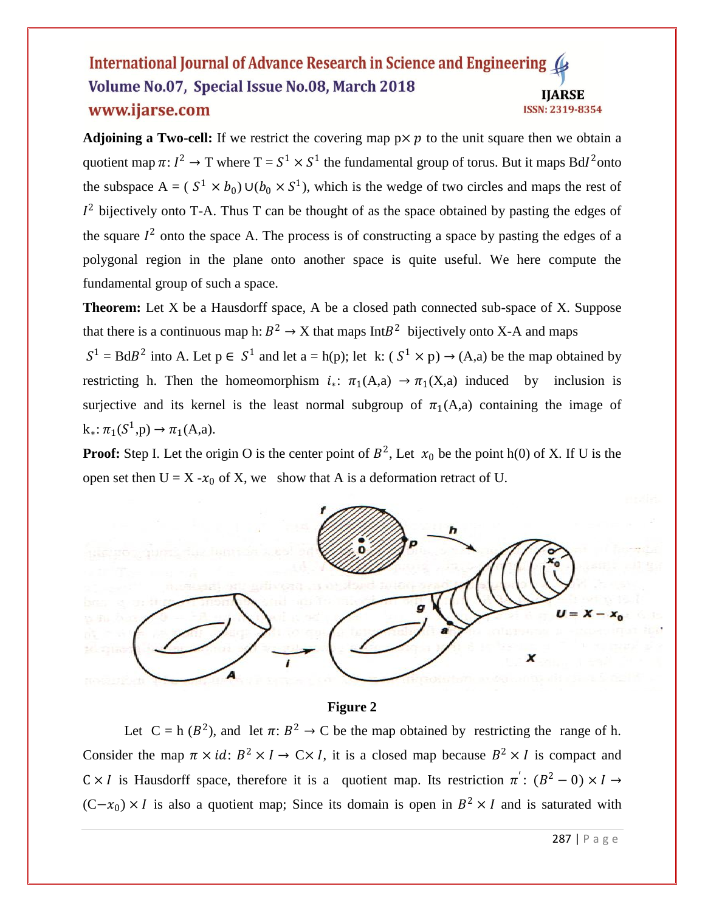**Adjoining a Two-cell:** If we restrict the covering map $p \times p$ to the unit square then we obtain a quotient map $\pi: I^2 \to$ T where T = $S^1 \times S^1$ the fundamental group of torus. But it maps Bd$I^2$onto the subspace A = $(S^1 \times b_0) \cup (b_0 \times S^1)$, which is the wedge of two circles and maps the rest of $I^2$ bijectively onto T-A. Thus T can be thought of as the space obtained by pasting the edges of the square $I^2$ onto the space A. The process is of constructing a space by pasting the edges of a polygonal region in the plane onto another space is quite useful. We here compute the fundamental group of such a space.

**Theorem:** Let X be a Hausdorff space, A be a closed path connected sub-space of X. Suppose that there is a continuous map h: $B^2 \to$ X that maps Int$B^2$ bijectively onto X-A and maps $S^1$ = Bd$B^2$ into A. Let p ∈ $S^1$ and let a = h(p); let k: ($S^1 \times$ p) → (A,a) be the map obtained by restricting h. Then the homeomorphism $i_*$: $\pi_1$(A,a) $\to \pi_1$(X,a) induced by inclusion is surjective and its kernel is the least normal subgroup of $\pi_1$(A,a) containing the image of $k_*$: $\pi_1(S^1$,p) → $\pi_1$(A,a).

**Proof:** Step I. Let the origin O is the center point of $B^2$, Let $x_0$ be the point h(0) of X. If U is the open set then U = X -$x_0$ of X, we show that A is a deformation retract of U.

Figure 2

Let C = h ($B^2$), and let $\pi$: $B^2 \to$ C be the map obtained by restricting the range of h. Consider the map $\pi \times id$: $B^2 \times I \to$ C$\times I$, it is a closed map because $B^2 \times I$ is compact and C $\times I$ is Hausdorff space, therefore it is a quotient map. Its restriction $\pi'$: $(B^2 - 0) \times I \to$ (C$-x_0$) $\times I$ is also a quotient map; Since its domain is open in $B^2 \times I$ and is saturated with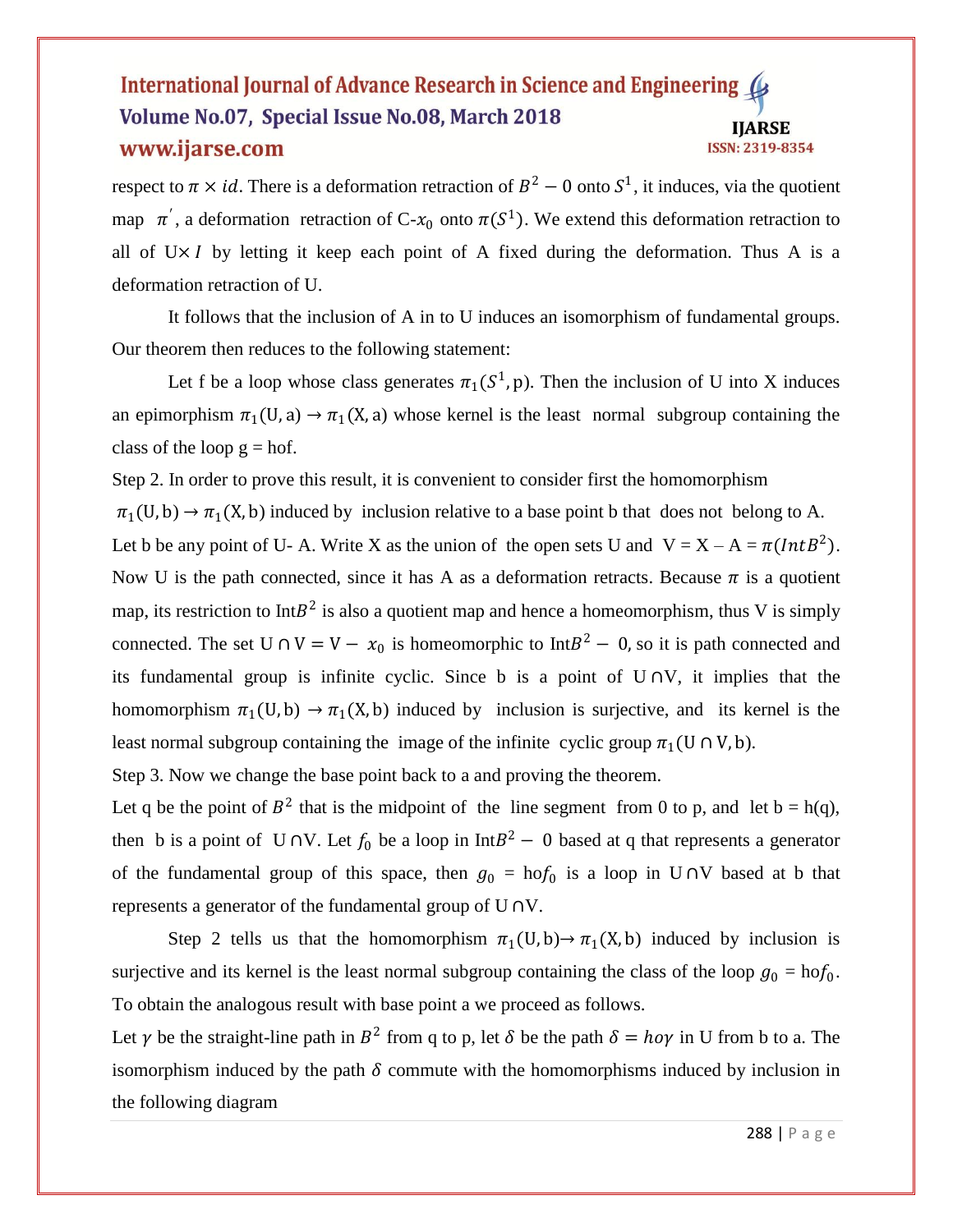respect to $\pi \times id$. There is a deformation retraction of $B^2 - 0$ onto $S^1$, it induces, via the quotient map $\pi'$, a deformation retraction of C-$x_0$ onto $\pi(S^1)$. We extend this deformation retraction to all of U$\times I$ by letting it keep each point of A fixed during the deformation. Thus A is a deformation retraction of U.

It follows that the inclusion of A in to U induces an isomorphism of fundamental groups. Our theorem then reduces to the following statement:

Let f be a loop whose class generates $\pi_1(S^1, \text{p})$. Then the inclusion of U into X induces an epimorphism $\pi_1(\text{U}, \text{a}) \rightarrow \pi_1(\text{X}, \text{a})$ whose kernel is the least normal subgroup containing the class of the loop g = hof.

Step 2. In order to prove this result, it is convenient to consider first the homomorphism $\pi_1(\text{U}, \text{b}) \rightarrow \pi_1(\text{X}, \text{b})$ induced by inclusion relative to a base point b that does not belong to A. Let b be any point of U- A. Write X as the union of the open sets U and V = X – A = $\pi(IntB^2)$. Now U is the path connected, since it has A as a deformation retracts. Because $\pi$ is a quotient map, its restriction to Int$B^2$ is also a quotient map and hence a homeomorphism, thus V is simply connected. The set $\text{U} \cap \text{V} = \text{V} - x_0$ is homeomorphic to Int$B^2 - 0$, so it is path connected and its fundamental group is infinite cyclic. Since b is a point of U$\cap$V, it implies that the homomorphism $\pi_1(\text{U}, \text{b}) \rightarrow \pi_1(\text{X}, \text{b})$ induced by inclusion is surjective, and its kernel is the least normal subgroup containing the image of the infinite cyclic group $\pi_1(\text{U} \cap \text{V}, \text{b})$.

Step 3. Now we change the base point back to a and proving the theorem.

Let q be the point of $B^2$ that is the midpoint of the line segment from 0 to p, and let b = h(q), then b is a point of U$\cap$V. Let $f_0$ be a loop in Int$B^2 - 0$ based at q that represents a generator of the fundamental group of this space, then $g_0$ = ho$f_0$ is a loop in U$\cap$V based at b that represents a generator of the fundamental group of U$\cap$V.

Step 2 tells us that the homomorphism $\pi_1(\text{U}, \text{b}) \rightarrow \pi_1(\text{X}, \text{b})$ induced by inclusion is surjective and its kernel is the least normal subgroup containing the class of the loop $g_0$ = ho$f_0$. To obtain the analogous result with base point a we proceed as follows.

Let $\gamma$ be the straight-line path in $B^2$ from q to p, let $\delta$ be the path $\delta = ho\gamma$ in U from b to a. The isomorphism induced by the path $\delta$ commute with the homomorphisms induced by inclusion in the following diagram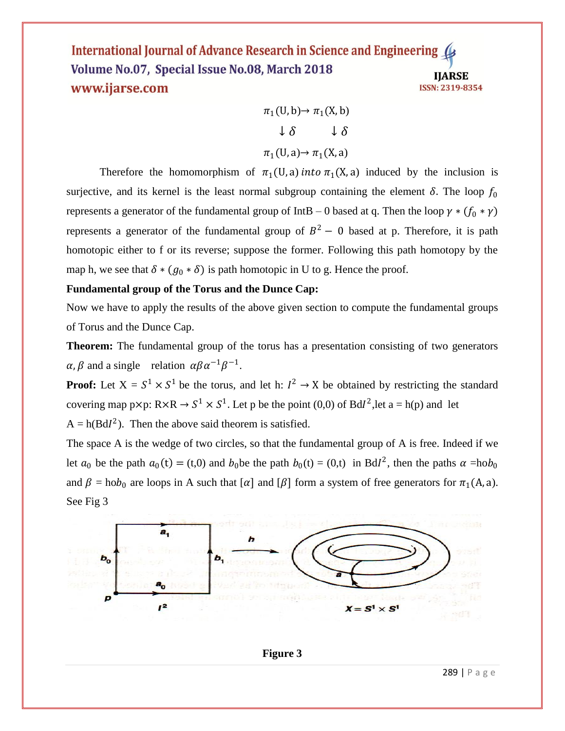$$\pi_1(\mathrm{U},\mathrm{b}) \rightarrow \pi_1(\mathrm{X},\mathrm{b})$$

$$\downarrow \delta \qquad \downarrow \delta$$

$$\pi_1(\mathrm{U},\mathrm{a}) \rightarrow \pi_1(\mathrm{X},\mathrm{a})$$

Therefore the homomorphism of $\pi_1(\mathrm{U},\mathrm{a})\, into\, \pi_1(\mathrm{X},\mathrm{a})$ induced by the inclusion is surjective, and its kernel is the least normal subgroup containing the element $\delta$. The loop $f_0$ represents a generator of the fundamental group of IntB – 0 based at q. Then the loop $\gamma * (f_0 * \gamma)$ represents a generator of the fundamental group of $B^2 - 0$ based at p. Therefore, it is path homotopic either to f or its reverse; suppose the former. Following this path homotopy by the map h, we see that $\delta * (g_0 * \delta)$ is path homotopic in U to g. Hence the proof.

**Fundamental group of the Torus and the Dunce Cap:**

Now we have to apply the results of the above given section to compute the fundamental groups of Torus and the Dunce Cap.

**Theorem:** The fundamental group of the torus has a presentation consisting of two generators $\alpha, \beta$ and a single relation $\alpha\beta\alpha^{-1}\beta^{-1}$.

**Proof:** Let X = $S^1 \times S^1$ be the torus, and let h: $I^2 \rightarrow$ X be obtained by restricting the standard covering map p×p: R×R → $S^1 \times S^1$. Let p be the point (0,0) of Bd$I^2$,let a = h(p) and let A = h(Bd$I^2$). Then the above said theorem is satisfied.

The space A is the wedge of two circles, so that the fundamental group of A is free. Indeed if we let $a_0$ be the path $a_0(\mathrm{t}) = (\mathrm{t},0)$ and $b_0$be the path $b_0(\mathrm{t}) = (0,\mathrm{t})$ in Bd$I^2$, then the paths $\alpha$ =h$\circ b_0$ and $\beta$ = h$\circ b_0$ are loops in A such that $[\alpha]$ and $[\beta]$ form a system of free generators for $\pi_1(A, a)$. See Fig 3

**Figure 3**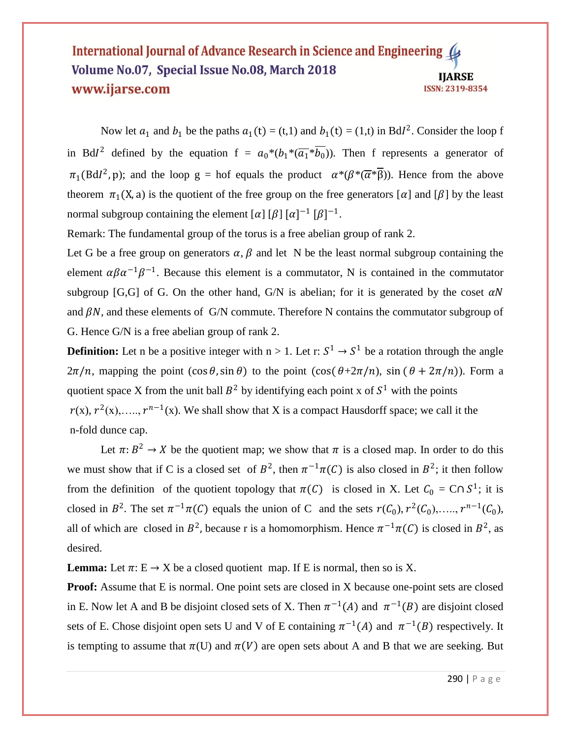Now let $a_1$ and $b_1$ be the paths $a_1$(t) = (t,1) and $b_1$(t) = (1,t) in Bd$I^2$. Consider the loop f in Bd$I^2$ defined by the equation f = $a_0$*($b_1$*($\overline{a_1}$*$\overline{b_0}$)). Then f represents a generator of $\pi_1$(Bd$I^2$, p); and the loop g = hof equals the product $\alpha$*($\beta$*($\overline{\alpha}$*$\overline{\beta}$)). Hence from the above theorem $\pi_1$(X, a) is the quotient of the free group on the free generators [$\alpha$] and [$\beta$] by the least normal subgroup containing the element [$\alpha$] [$\beta$] $[\alpha]^{-1}$ $[\beta]^{-1}$.

Remark: The fundamental group of the torus is a free abelian group of rank 2.

Let G be a free group on generators $\alpha, \beta$ and let N be the least normal subgroup containing the element $\alpha\beta\alpha^{-1}\beta^{-1}$. Because this element is a commutator, N is contained in the commutator subgroup [G,G] of G. On the other hand, G/N is abelian; for it is generated by the coset $\alpha N$ and $\beta N$, and these elements of G/N commute. Therefore N contains the commutator subgroup of G. Hence G/N is a free abelian group of rank 2.

**Definition:** Let n be a positive integer with n > 1. Let r: $S^1 \rightarrow S^1$ be a rotation through the angle $2\pi/n$, mapping the point $(\cos\theta, \sin\theta)$ to the point $(\cos(\theta+2\pi/n), \sin(\theta + 2\pi/n))$. Form a quotient space X from the unit ball $B^2$ by identifying each point x of $S^1$ with the points $r$(x), $r^2$(x),….., $r^{n-1}$(x). We shall show that X is a compact Hausdorff space; we call it the n-fold dunce cap.

Let $\pi: B^2 \rightarrow X$ be the quotient map; we show that $\pi$ is a closed map. In order to do this we must show that if C is a closed set of $B^2$, then $\pi^{-1}\pi(C)$ is also closed in $B^2$; it then follow from the definition of the quotient topology that $\pi(C)$ is closed in X. Let $C_0$ = C∩ $S^1$; it is closed in $B^2$. The set $\pi^{-1}\pi(C)$ equals the union of C and the sets $r(C_0), r^2(C_0),\ldots, r^{n-1}(C_0)$, all of which are closed in $B^2$, because r is a homomorphism. Hence $\pi^{-1}\pi(C)$ is closed in $B^2$, as desired.

**Lemma:** Let $\pi$: E → X be a closed quotient map. If E is normal, then so is X.

**Proof:** Assume that E is normal. One point sets are closed in X because one-point sets are closed in E. Now let A and B be disjoint closed sets of X. Then $\pi^{-1}(A)$ and $\pi^{-1}(B)$ are disjoint closed sets of E. Chose disjoint open sets U and V of E containing $\pi^{-1}(A)$ and $\pi^{-1}(B)$ respectively. It is tempting to assume that $\pi$(U) and $\pi(V)$ are open sets about A and B that we are seeking. But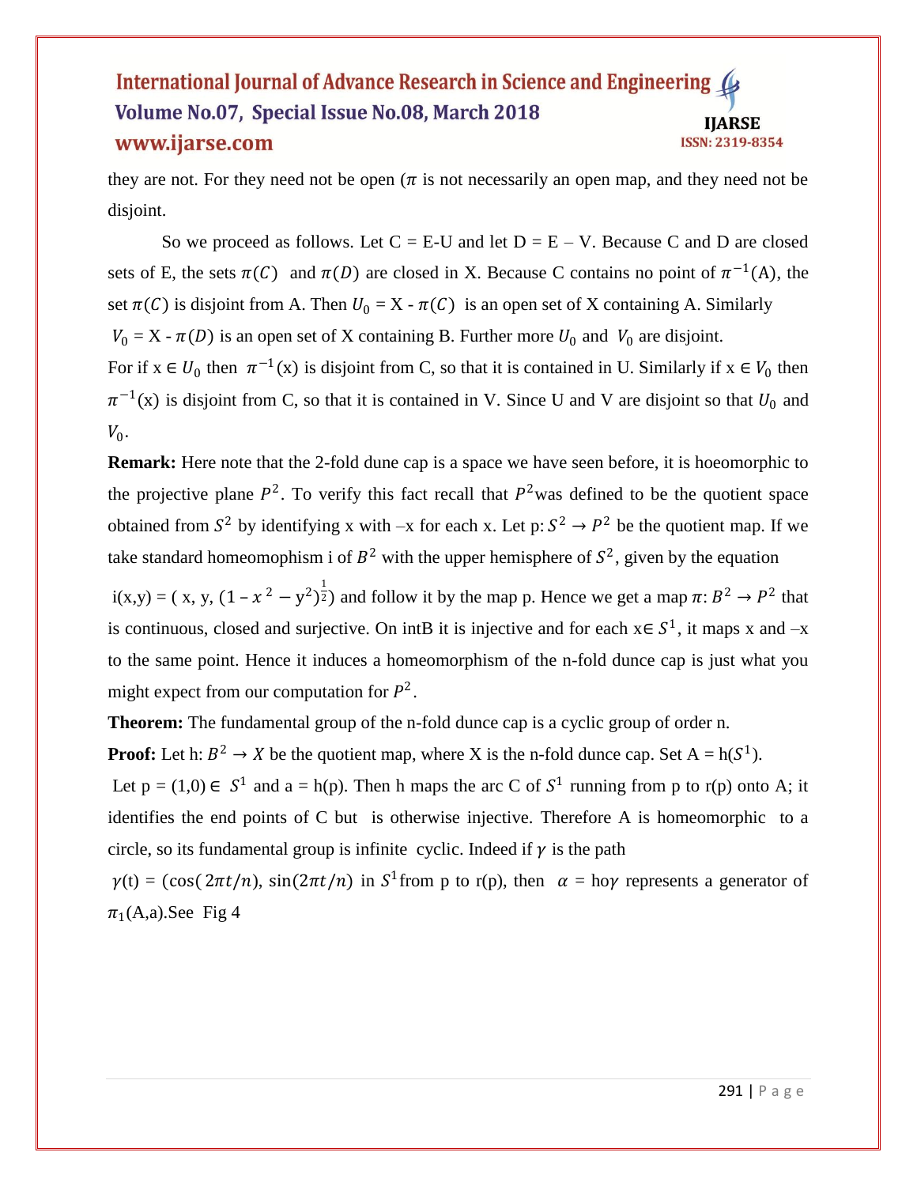they are not. For they need not be open ($\pi$ is not necessarily an open map, and they need not be disjoint.

So we proceed as follows. Let C = E-U and let D = E – V. Because C and D are closed sets of E, the sets $\pi(C)$ and $\pi(D)$ are closed in X. Because C contains no point of $\pi^{-1}$(A), the set $\pi(C)$ is disjoint from A. Then $U_0$ = X - $\pi(C)$ is an open set of X containing A. Similarly $V_0$ = X - $\pi(D)$ is an open set of X containing B. Further more $U_0$ and $V_0$ are disjoint. For if x $\in U_0$ then $\pi^{-1}$(x) is disjoint from C, so that it is contained in U. Similarly if x $\in V_0$ then $\pi^{-1}$(x) is disjoint from C, so that it is contained in V. Since U and V are disjoint so that $U_0$ and $V_0$.

**Remark:** Here note that the 2-fold dune cap is a space we have seen before, it is hoeomorphic to the projective plane $P^2$. To verify this fact recall that $P^2$was defined to be the quotient space obtained from $S^2$ by identifying x with –x for each x. Let p: $S^2 \to P^2$ be the quotient map. If we take standard homeomophism i of $B^2$ with the upper hemisphere of $S^2$, given by the equation

i(x,y) = ( x, y, $(1 - x^2 - y^2)^{\frac{1}{2}}$) and follow it by the map p. Hence we get a map $\pi$: $B^2 \to P^2$ that is continuous, closed and surjective. On intB it is injective and for each x$\in S^1$, it maps x and –x to the same point. Hence it induces a homeomorphism of the n-fold dunce cap is just what you might expect from our computation for $P^2$.

**Theorem:** The fundamental group of the n-fold dunce cap is a cyclic group of order n.

**Proof:** Let h: $B^2 \to X$ be the quotient map, where X is the n-fold dunce cap. Set A = h($S^1$).

Let p = (1,0) $\in S^1$ and a = h(p). Then h maps the arc C of $S^1$ running from p to r(p) onto A; it identifies the end points of C but is otherwise injective. Therefore A is homeomorphic to a circle, so its fundamental group is infinite cyclic. Indeed if $\gamma$ is the path

$\gamma$(t) = (cos($2\pi t/n$), sin($2\pi t/n$) in $S^1$from p to r(p), then $\alpha$ = ho$\gamma$ represents a generator of $\pi_1$(A,a).See Fig 4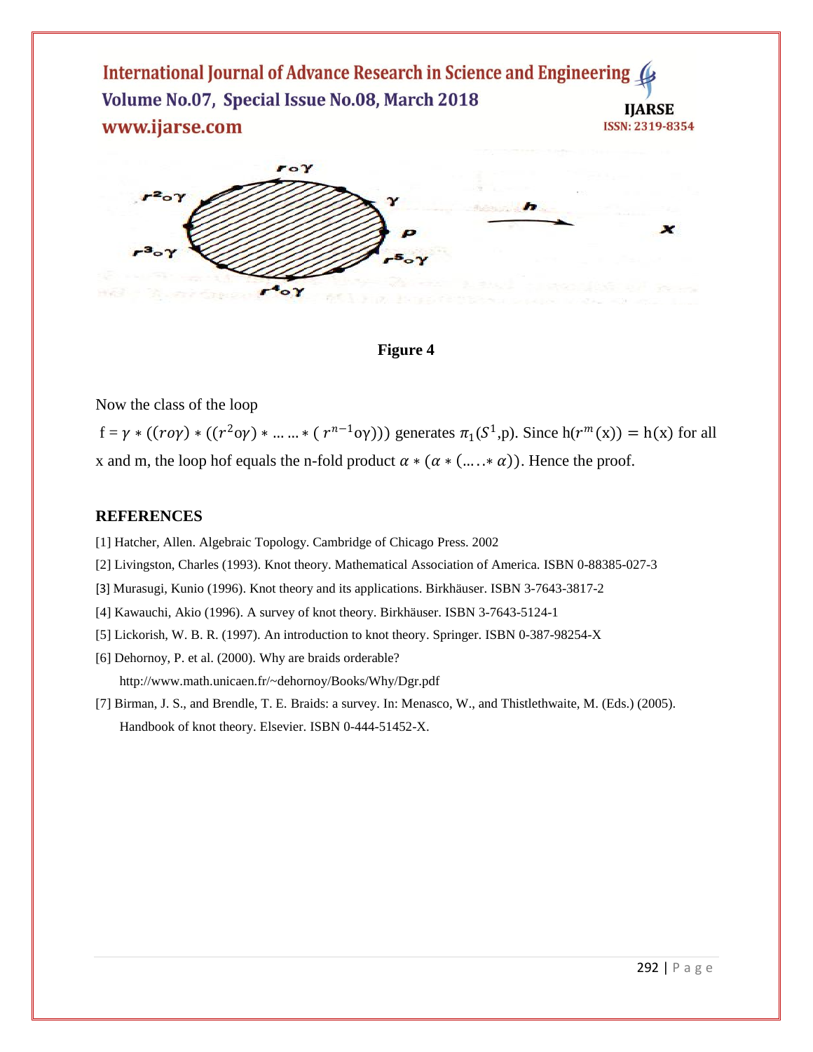$r\circ\gamma$

$r^2\circ\gamma$

$\gamma$

$h$

$p$

$x$

$r^3\circ\gamma$

$r^5\circ\gamma$

$r^4\circ\gamma$

**Figure 4**

Now the class of the loop

f = $\gamma * ((r o\gamma) * ((r^2 o\gamma) * \ldots\ldots * ( r^{n-1} o\gamma)))$ generates $\pi_1(S^1,p)$. Since $h(r^m(x)) = h(x)$ for all x and m, the loop hof equals the n-fold product $\alpha * (\alpha * (\ldots\ldots * \alpha))$. Hence the proof.

## REFERENCES

[1] Hatcher, Allen. Algebraic Topology. Cambridge of Chicago Press. 2002

[2] Livingston, Charles (1993). Knot theory. Mathematical Association of America. ISBN 0-88385-027-3

[3] Murasugi, Kunio (1996). Knot theory and its applications. Birkhäuser. ISBN 3-7643-3817-2

[4] Kawauchi, Akio (1996). A survey of knot theory. Birkhäuser. ISBN 3-7643-5124-1

[5] Lickorish, W. B. R. (1997). An introduction to knot theory. Springer. ISBN 0-387-98254-X

[6] Dehornoy, P. et al. (2000). Why are braids orderable? http://www.math.unicaen.fr/~dehornoy/Books/Why/Dgr.pdf

[7] Birman, J. S., and Brendle, T. E. Braids: a survey. In: Menasco, W., and Thistlethwaite, M. (Eds.) (2005). Handbook of knot theory. Elsevier. ISBN 0-444-51452-X.